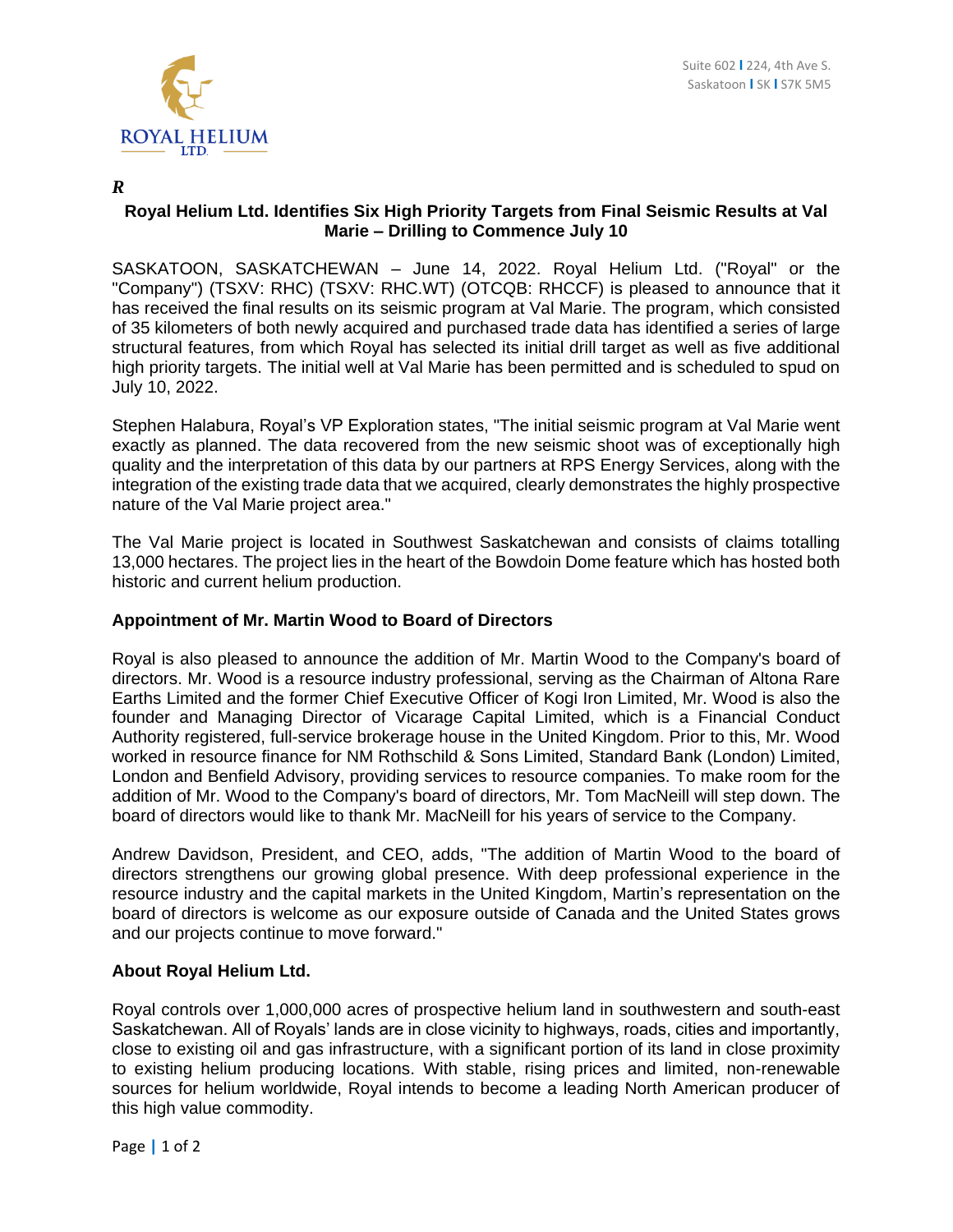ROYAL HELIUM LTD.

Suite 602 | 224, 4th Ave S.
Saskatoon | SK | S7K 5M5

***R***

## Royal Helium Ltd. Identifies Six High Priority Targets from Final Seismic Results at Val Marie – Drilling to Commence July 10

SASKATOON, SASKATCHEWAN – June 14, 2022. Royal Helium Ltd. ("Royal" or the "Company") (TSXV: RHC) (TSXV: RHC.WT) (OTCQB: RHCCF) is pleased to announce that it has received the final results on its seismic program at Val Marie. The program, which consisted of 35 kilometers of both newly acquired and purchased trade data has identified a series of large structural features, from which Royal has selected its initial drill target as well as five additional high priority targets. The initial well at Val Marie has been permitted and is scheduled to spud on July 10, 2022.

Stephen Halabura, Royal's VP Exploration states, "The initial seismic program at Val Marie went exactly as planned. The data recovered from the new seismic shoot was of exceptionally high quality and the interpretation of this data by our partners at RPS Energy Services, along with the integration of the existing trade data that we acquired, clearly demonstrates the highly prospective nature of the Val Marie project area."

The Val Marie project is located in Southwest Saskatchewan and consists of claims totalling 13,000 hectares. The project lies in the heart of the Bowdoin Dome feature which has hosted both historic and current helium production.

### Appointment of Mr. Martin Wood to Board of Directors

Royal is also pleased to announce the addition of Mr. Martin Wood to the Company's board of directors. Mr. Wood is a resource industry professional, serving as the Chairman of Altona Rare Earths Limited and the former Chief Executive Officer of Kogi Iron Limited, Mr. Wood is also the founder and Managing Director of Vicarage Capital Limited, which is a Financial Conduct Authority registered, full-service brokerage house in the United Kingdom. Prior to this, Mr. Wood worked in resource finance for NM Rothschild & Sons Limited, Standard Bank (London) Limited, London and Benfield Advisory, providing services to resource companies. To make room for the addition of Mr. Wood to the Company's board of directors, Mr. Tom MacNeill will step down. The board of directors would like to thank Mr. MacNeill for his years of service to the Company.

Andrew Davidson, President, and CEO, adds, "The addition of Martin Wood to the board of directors strengthens our growing global presence. With deep professional experience in the resource industry and the capital markets in the United Kingdom, Martin's representation on the board of directors is welcome as our exposure outside of Canada and the United States grows and our projects continue to move forward."

### About Royal Helium Ltd.

Royal controls over 1,000,000 acres of prospective helium land in southwestern and south-east Saskatchewan. All of Royals' lands are in close vicinity to highways, roads, cities and importantly, close to existing oil and gas infrastructure, with a significant portion of its land in close proximity to existing helium producing locations. With stable, rising prices and limited, non-renewable sources for helium worldwide, Royal intends to become a leading North American producer of this high value commodity.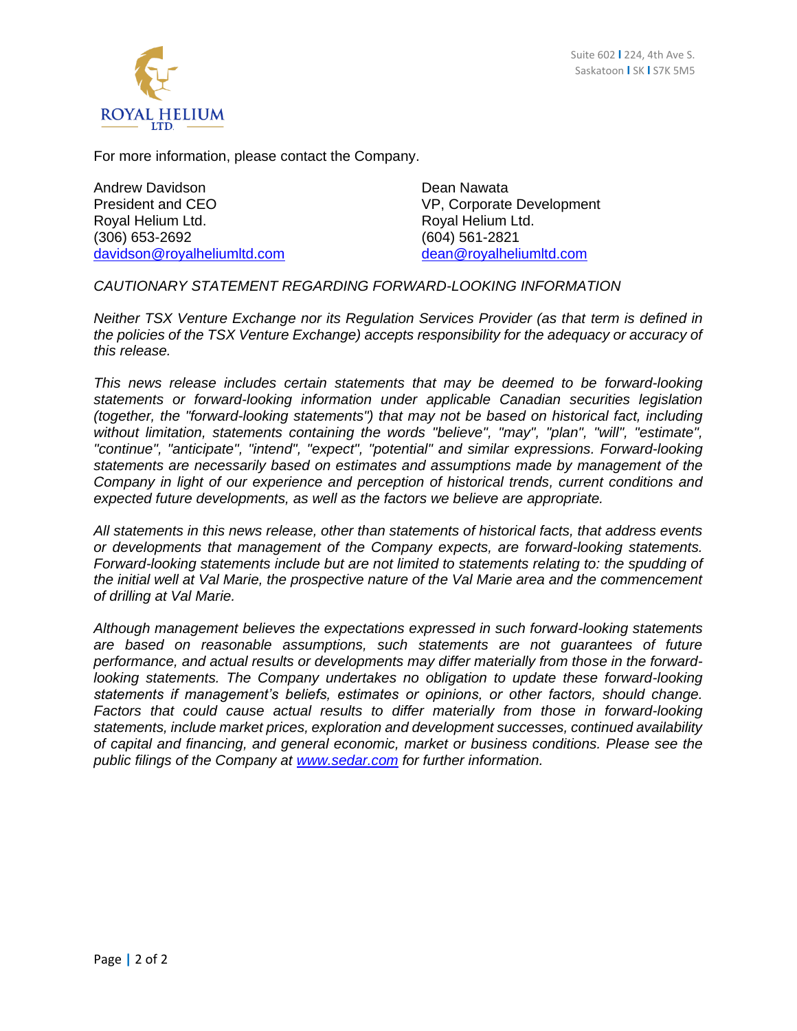Suite 602 | 224, 4th Ave S.
Saskatoon | SK | S7K 5M5

For more information, please contact the Company.

Andrew Davidson
President and CEO
Royal Helium Ltd.
(306) 653-2692
davidson@royalheliumltd.com

Dean Nawata
VP, Corporate Development
Royal Helium Ltd.
(604) 561-2821
dean@royalheliumltd.com

*CAUTIONARY STATEMENT REGARDING FORWARD-LOOKING INFORMATION*

*Neither TSX Venture Exchange nor its Regulation Services Provider (as that term is defined in the policies of the TSX Venture Exchange) accepts responsibility for the adequacy or accuracy of this release.*

*This news release includes certain statements that may be deemed to be forward-looking statements or forward-looking information under applicable Canadian securities legislation (together, the "forward-looking statements") that may not be based on historical fact, including without limitation, statements containing the words "believe", "may", "plan", "will", "estimate", "continue", "anticipate", "intend", "expect", "potential" and similar expressions. Forward-looking statements are necessarily based on estimates and assumptions made by management of the Company in light of our experience and perception of historical trends, current conditions and expected future developments, as well as the factors we believe are appropriate.*

*All statements in this news release, other than statements of historical facts, that address events or developments that management of the Company expects, are forward-looking statements. Forward-looking statements include but are not limited to statements relating to: the spudding of the initial well at Val Marie, the prospective nature of the Val Marie area and the commencement of drilling at Val Marie.*

*Although management believes the expectations expressed in such forward-looking statements are based on reasonable assumptions, such statements are not guarantees of future performance, and actual results or developments may differ materially from those in the forward-looking statements. The Company undertakes no obligation to update these forward-looking statements if management's beliefs, estimates or opinions, or other factors, should change. Factors that could cause actual results to differ materially from those in forward-looking statements, include market prices, exploration and development successes, continued availability of capital and financing, and general economic, market or business conditions. Please see the public filings of the Company at www.sedar.com for further information.*